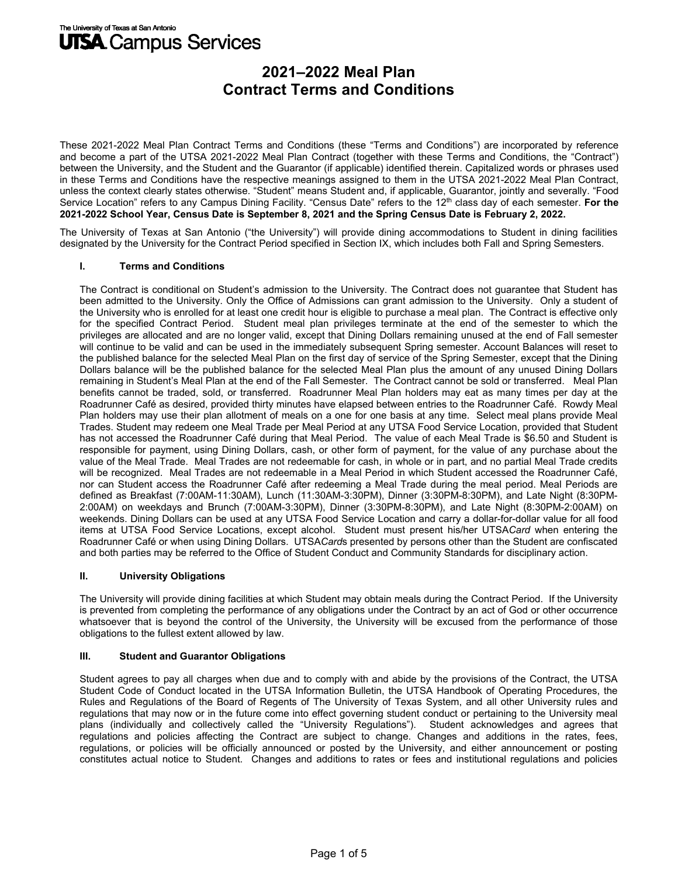The University of Texas at San Antonio
**UTSA Campus Services**

# 2021–2022 Meal Plan Contract Terms and Conditions

These 2021-2022 Meal Plan Contract Terms and Conditions (these "Terms and Conditions") are incorporated by reference and become a part of the UTSA 2021-2022 Meal Plan Contract (together with these Terms and Conditions, the "Contract") between the University, and the Student and the Guarantor (if applicable) identified therein. Capitalized words or phrases used in these Terms and Conditions have the respective meanings assigned to them in the UTSA 2021-2022 Meal Plan Contract, unless the context clearly states otherwise. "Student" means Student and, if applicable, Guarantor, jointly and severally. "Food Service Location" refers to any Campus Dining Facility. "Census Date" refers to the 12th class day of each semester. **For the 2021-2022 School Year, Census Date is September 8, 2021 and the Spring Census Date is February 2, 2022.**

The University of Texas at San Antonio ("the University") will provide dining accommodations to Student in dining facilities designated by the University for the Contract Period specified in Section IX, which includes both Fall and Spring Semesters.

## I. Terms and Conditions

The Contract is conditional on Student's admission to the University. The Contract does not guarantee that Student has been admitted to the University. Only the Office of Admissions can grant admission to the University. Only a student of the University who is enrolled for at least one credit hour is eligible to purchase a meal plan. The Contract is effective only for the specified Contract Period. Student meal plan privileges terminate at the end of the semester to which the privileges are allocated and are no longer valid, except that Dining Dollars remaining unused at the end of Fall semester will continue to be valid and can be used in the immediately subsequent Spring semester. Account Balances will reset to the published balance for the selected Meal Plan on the first day of service of the Spring Semester, except that the Dining Dollars balance will be the published balance for the selected Meal Plan plus the amount of any unused Dining Dollars remaining in Student's Meal Plan at the end of the Fall Semester. The Contract cannot be sold or transferred. Meal Plan benefits cannot be traded, sold, or transferred. Roadrunner Meal Plan holders may eat as many times per day at the Roadrunner Café as desired, provided thirty minutes have elapsed between entries to the Roadrunner Café. Rowdy Meal Plan holders may use their plan allotment of meals on a one for one basis at any time. Select meal plans provide Meal Trades. Student may redeem one Meal Trade per Meal Period at any UTSA Food Service Location, provided that Student has not accessed the Roadrunner Café during that Meal Period. The value of each Meal Trade is $6.50 and Student is responsible for payment, using Dining Dollars, cash, or other form of payment, for the value of any purchase about the value of the Meal Trade. Meal Trades are not redeemable for cash, in whole or in part, and no partial Meal Trade credits will be recognized. Meal Trades are not redeemable in a Meal Period in which Student accessed the Roadrunner Café, nor can Student access the Roadrunner Café after redeeming a Meal Trade during the meal period. Meal Periods are defined as Breakfast (7:00AM-11:30AM), Lunch (11:30AM-3:30PM), Dinner (3:30PM-8:30PM), and Late Night (8:30PM-2:00AM) on weekdays and Brunch (7:00AM-3:30PM), Dinner (3:30PM-8:30PM), and Late Night (8:30PM-2:00AM) on weekends. Dining Dollars can be used at any UTSA Food Service Location and carry a dollar-for-dollar value for all food items at UTSA Food Service Locations, except alcohol. Student must present his/her UTSA*Card* when entering the Roadrunner Café or when using Dining Dollars. UTSA*Card*s presented by persons other than the Student are confiscated and both parties may be referred to the Office of Student Conduct and Community Standards for disciplinary action.

## II. University Obligations

The University will provide dining facilities at which Student may obtain meals during the Contract Period. If the University is prevented from completing the performance of any obligations under the Contract by an act of God or other occurrence whatsoever that is beyond the control of the University, the University will be excused from the performance of those obligations to the fullest extent allowed by law.

## III. Student and Guarantor Obligations

Student agrees to pay all charges when due and to comply with and abide by the provisions of the Contract, the UTSA Student Code of Conduct located in the UTSA Information Bulletin, the UTSA Handbook of Operating Procedures, the Rules and Regulations of the Board of Regents of The University of Texas System, and all other University rules and regulations that may now or in the future come into effect governing student conduct or pertaining to the University meal plans (individually and collectively called the "University Regulations"). Student acknowledges and agrees that regulations and policies affecting the Contract are subject to change. Changes and additions in the rates, fees, regulations, or policies will be officially announced or posted by the University, and either announcement or posting constitutes actual notice to Student. Changes and additions to rates or fees and institutional regulations and policies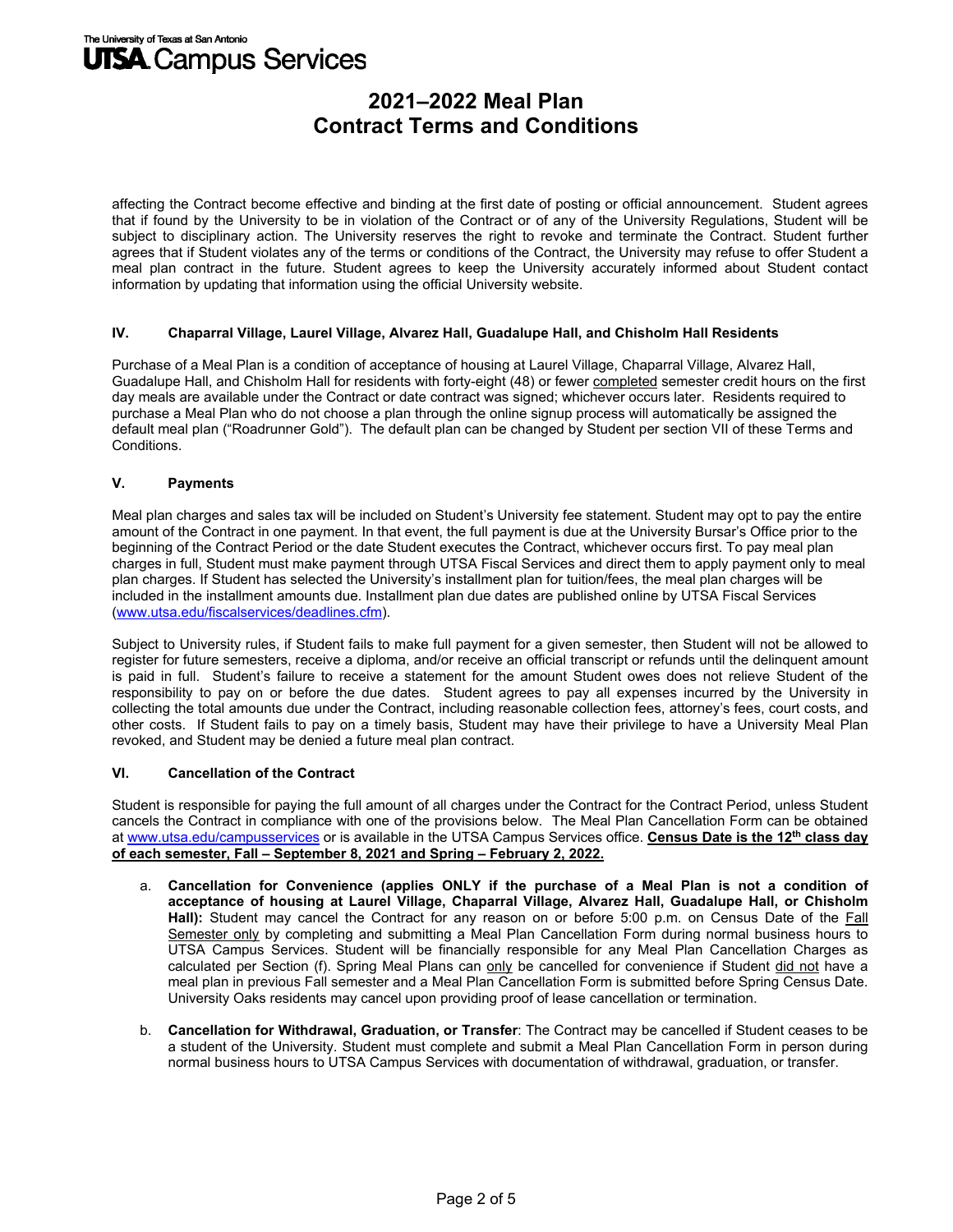affecting the Contract become effective and binding at the first date of posting or official announcement. Student agrees that if found by the University to be in violation of the Contract or of any of the University Regulations, Student will be subject to disciplinary action. The University reserves the right to revoke and terminate the Contract. Student further agrees that if Student violates any of the terms or conditions of the Contract, the University may refuse to offer Student a meal plan contract in the future. Student agrees to keep the University accurately informed about Student contact information by updating that information using the official University website.

### IV. Chaparral Village, Laurel Village, Alvarez Hall, Guadalupe Hall, and Chisholm Hall Residents

Purchase of a Meal Plan is a condition of acceptance of housing at Laurel Village, Chaparral Village, Alvarez Hall, Guadalupe Hall, and Chisholm Hall for residents with forty-eight (48) or fewer completed semester credit hours on the first day meals are available under the Contract or date contract was signed; whichever occurs later. Residents required to purchase a Meal Plan who do not choose a plan through the online signup process will automatically be assigned the default meal plan ("Roadrunner Gold"). The default plan can be changed by Student per section VII of these Terms and Conditions.

### V. Payments

Meal plan charges and sales tax will be included on Student's University fee statement. Student may opt to pay the entire amount of the Contract in one payment. In that event, the full payment is due at the University Bursar's Office prior to the beginning of the Contract Period or the date Student executes the Contract, whichever occurs first. To pay meal plan charges in full, Student must make payment through UTSA Fiscal Services and direct them to apply payment only to meal plan charges. If Student has selected the University's installment plan for tuition/fees, the meal plan charges will be included in the installment amounts due. Installment plan due dates are published online by UTSA Fiscal Services (www.utsa.edu/fiscalservices/deadlines.cfm).

Subject to University rules, if Student fails to make full payment for a given semester, then Student will not be allowed to register for future semesters, receive a diploma, and/or receive an official transcript or refunds until the delinquent amount is paid in full. Student's failure to receive a statement for the amount Student owes does not relieve Student of the responsibility to pay on or before the due dates. Student agrees to pay all expenses incurred by the University in collecting the total amounts due under the Contract, including reasonable collection fees, attorney's fees, court costs, and other costs. If Student fails to pay on a timely basis, Student may have their privilege to have a University Meal Plan revoked, and Student may be denied a future meal plan contract.

### VI. Cancellation of the Contract

Student is responsible for paying the full amount of all charges under the Contract for the Contract Period, unless Student cancels the Contract in compliance with one of the provisions below. The Meal Plan Cancellation Form can be obtained at www.utsa.edu/campusservices or is available in the UTSA Campus Services office. **Census Date is the 12th class day of each semester, Fall – September 8, 2021 and Spring – February 2, 2022.**

a. **Cancellation for Convenience (applies ONLY if the purchase of a Meal Plan is not a condition of acceptance of housing at Laurel Village, Chaparral Village, Alvarez Hall, Guadalupe Hall, or Chisholm Hall):** Student may cancel the Contract for any reason on or before 5:00 p.m. on Census Date of the Fall Semester only by completing and submitting a Meal Plan Cancellation Form during normal business hours to UTSA Campus Services. Student will be financially responsible for any Meal Plan Cancellation Charges as calculated per Section (f). Spring Meal Plans can only be cancelled for convenience if Student did not have a meal plan in previous Fall semester and a Meal Plan Cancellation Form is submitted before Spring Census Date. University Oaks residents may cancel upon providing proof of lease cancellation or termination.

b. **Cancellation for Withdrawal, Graduation, or Transfer**: The Contract may be cancelled if Student ceases to be a student of the University. Student must complete and submit a Meal Plan Cancellation Form in person during normal business hours to UTSA Campus Services with documentation of withdrawal, graduation, or transfer.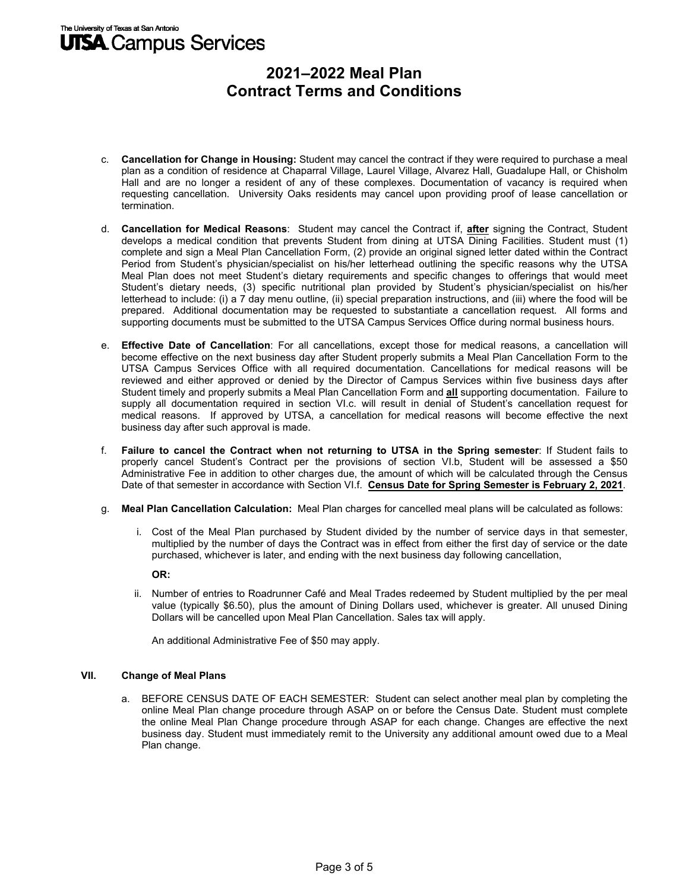# 2021–2022 Meal Plan Contract Terms and Conditions

c. **Cancellation for Change in Housing:** Student may cancel the contract if they were required to purchase a meal plan as a condition of residence at Chaparral Village, Laurel Village, Alvarez Hall, Guadalupe Hall, or Chisholm Hall and are no longer a resident of any of these complexes. Documentation of vacancy is required when requesting cancellation. University Oaks residents may cancel upon providing proof of lease cancellation or termination.

d. **Cancellation for Medical Reasons**: Student may cancel the Contract if, **after** signing the Contract, Student develops a medical condition that prevents Student from dining at UTSA Dining Facilities. Student must (1) complete and sign a Meal Plan Cancellation Form, (2) provide an original signed letter dated within the Contract Period from Student's physician/specialist on his/her letterhead outlining the specific reasons why the UTSA Meal Plan does not meet Student's dietary requirements and specific changes to offerings that would meet Student's dietary needs, (3) specific nutritional plan provided by Student's physician/specialist on his/her letterhead to include: (i) a 7 day menu outline, (ii) special preparation instructions, and (iii) where the food will be prepared. Additional documentation may be requested to substantiate a cancellation request. All forms and supporting documents must be submitted to the UTSA Campus Services Office during normal business hours.

e. **Effective Date of Cancellation**: For all cancellations, except those for medical reasons, a cancellation will become effective on the next business day after Student properly submits a Meal Plan Cancellation Form to the UTSA Campus Services Office with all required documentation. Cancellations for medical reasons will be reviewed and either approved or denied by the Director of Campus Services within five business days after Student timely and properly submits a Meal Plan Cancellation Form and **all** supporting documentation. Failure to supply all documentation required in section VI.c. will result in denial of Student's cancellation request for medical reasons. If approved by UTSA, a cancellation for medical reasons will become effective the next business day after such approval is made.

f. **Failure to cancel the Contract when not returning to UTSA in the Spring semester**: If Student fails to properly cancel Student's Contract per the provisions of section VI.b, Student will be assessed a $50 Administrative Fee in addition to other charges due, the amount of which will be calculated through the Census Date of that semester in accordance with Section VI.f. **Census Date for Spring Semester is February 2, 2021**.

g. **Meal Plan Cancellation Calculation:** Meal Plan charges for cancelled meal plans will be calculated as follows:

   i. Cost of the Meal Plan purchased by Student divided by the number of service days in that semester, multiplied by the number of days the Contract was in effect from either the first day of service or the date purchased, whichever is later, and ending with the next business day following cancellation,

   **OR:**

   ii. Number of entries to Roadrunner Café and Meal Trades redeemed by Student multiplied by the per meal value (typically $6.50), plus the amount of Dining Dollars used, whichever is greater. All unused Dining Dollars will be cancelled upon Meal Plan Cancellation. Sales tax will apply.

   An additional Administrative Fee of $50 may apply.

## VII. Change of Meal Plans

a. BEFORE CENSUS DATE OF EACH SEMESTER: Student can select another meal plan by completing the online Meal Plan change procedure through ASAP on or before the Census Date. Student must complete the online Meal Plan Change procedure through ASAP for each change. Changes are effective the next business day. Student must immediately remit to the University any additional amount owed due to a Meal Plan change.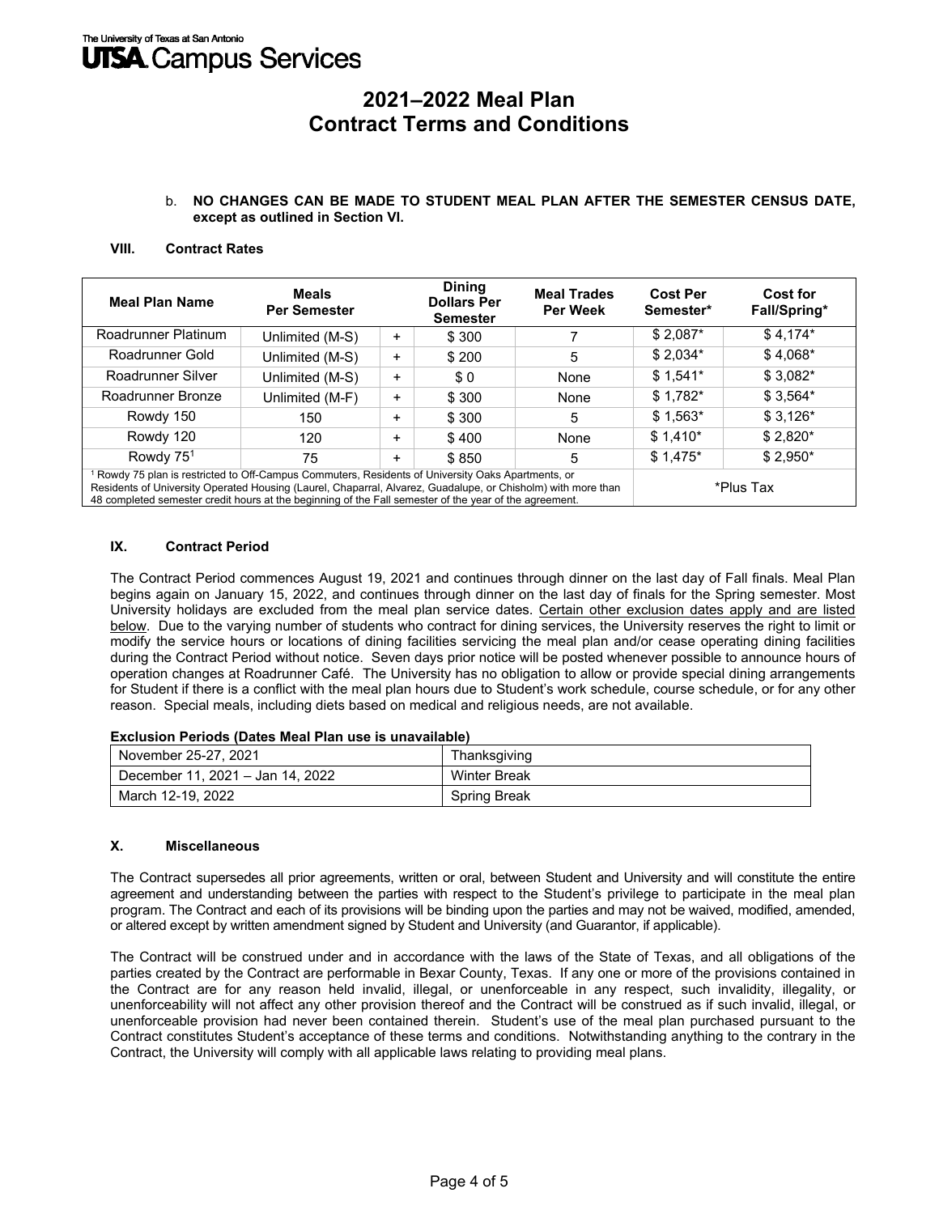The University of Texas at San Antonio
**UTSA Campus Services**

# 2021–2022 Meal Plan
# Contract Terms and Conditions

b. **NO CHANGES CAN BE MADE TO STUDENT MEAL PLAN AFTER THE SEMESTER CENSUS DATE, except as outlined in Section VI.**

### VIII. Contract Rates

| Meal Plan Name | Meals Per Semester | | Dining Dollars Per Semester | Meal Trades Per Week | Cost Per Semester* | Cost for Fall/Spring* |
|---|---|---|---|---|---|---|
| Roadrunner Platinum | Unlimited (M-S) | + | $ 300 | 7 | $ 2,087* | $ 4,174* |
| Roadrunner Gold | Unlimited (M-S) | + | $ 200 | 5 | $ 2,034* | $ 4,068* |
| Roadrunner Silver | Unlimited (M-S) | + | $ 0 | None | $ 1,541* | $ 3,082* |
| Roadrunner Bronze | Unlimited (M-F) | + | $ 300 | None | $ 1,782* | $ 3,564* |
| Rowdy 150 | 150 | + | $ 300 | 5 | $ 1,563* | $ 3,126* |
| Rowdy 120 | 120 | + | $ 400 | None | $ 1,410* | $ 2,820* |
| Rowdy 75[1] | 75 | + | $ 850 | 5 | $ 1,475* | $ 2,950* |
| [1] Rowdy 75 plan is restricted to Off-Campus Commuters, Residents of University Oaks Apartments, or Residents of University Operated Housing (Laurel, Chaparral, Alvarez, Guadalupe, or Chisholm) with more than 48 completed semester credit hours at the beginning of the Fall semester of the year of the agreement. | | | | | *Plus Tax | |

### IX. Contract Period

The Contract Period commences August 19, 2021 and continues through dinner on the last day of Fall finals. Meal Plan begins again on January 15, 2022, and continues through dinner on the last day of finals for the Spring semester. Most University holidays are excluded from the meal plan service dates. Certain other exclusion dates apply and are listed below. Due to the varying number of students who contract for dining services, the University reserves the right to limit or modify the service hours or locations of dining facilities servicing the meal plan and/or cease operating dining facilities during the Contract Period without notice. Seven days prior notice will be posted whenever possible to announce hours of operation changes at Roadrunner Café. The University has no obligation to allow or provide special dining arrangements for Student if there is a conflict with the meal plan hours due to Student's work schedule, course schedule, or for any other reason. Special meals, including diets based on medical and religious needs, are not available.

**Exclusion Periods (Dates Meal Plan use is unavailable)**

| Dates | Period |
|---|---|
| November 25-27, 2021 | Thanksgiving |
| December 11, 2021 – Jan 14, 2022 | Winter Break |
| March 12-19, 2022 | Spring Break |

### X. Miscellaneous

The Contract supersedes all prior agreements, written or oral, between Student and University and will constitute the entire agreement and understanding between the parties with respect to the Student's privilege to participate in the meal plan program. The Contract and each of its provisions will be binding upon the parties and may not be waived, modified, amended, or altered except by written amendment signed by Student and University (and Guarantor, if applicable).

The Contract will be construed under and in accordance with the laws of the State of Texas, and all obligations of the parties created by the Contract are performable in Bexar County, Texas. If any one or more of the provisions contained in the Contract are for any reason held invalid, illegal, or unenforceable in any respect, such invalidity, illegality, or unenforceability will not affect any other provision thereof and the Contract will be construed as if such invalid, illegal, or unenforceable provision had never been contained therein. Student's use of the meal plan purchased pursuant to the Contract constitutes Student's acceptance of these terms and conditions. Notwithstanding anything to the contrary in the Contract, the University will comply with all applicable laws relating to providing meal plans.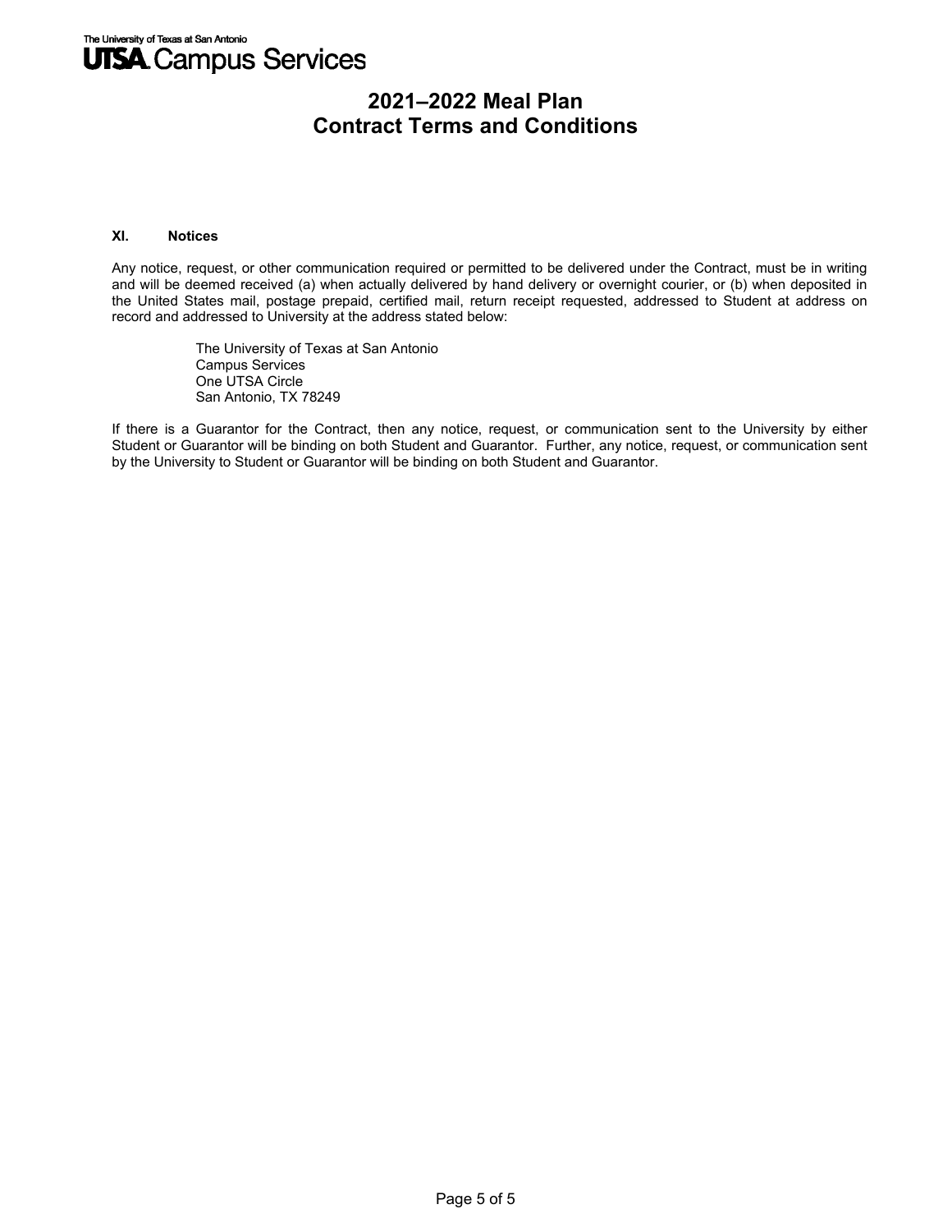## XI. Notices

Any notice, request, or other communication required or permitted to be delivered under the Contract, must be in writing and will be deemed received (a) when actually delivered by hand delivery or overnight courier, or (b) when deposited in the United States mail, postage prepaid, certified mail, return receipt requested, addressed to Student at address on record and addressed to University at the address stated below:

> The University of Texas at San Antonio
> Campus Services
> One UTSA Circle
> San Antonio, TX 78249

If there is a Guarantor for the Contract, then any notice, request, or communication sent to the University by either Student or Guarantor will be binding on both Student and Guarantor. Further, any notice, request, or communication sent by the University to Student or Guarantor will be binding on both Student and Guarantor.